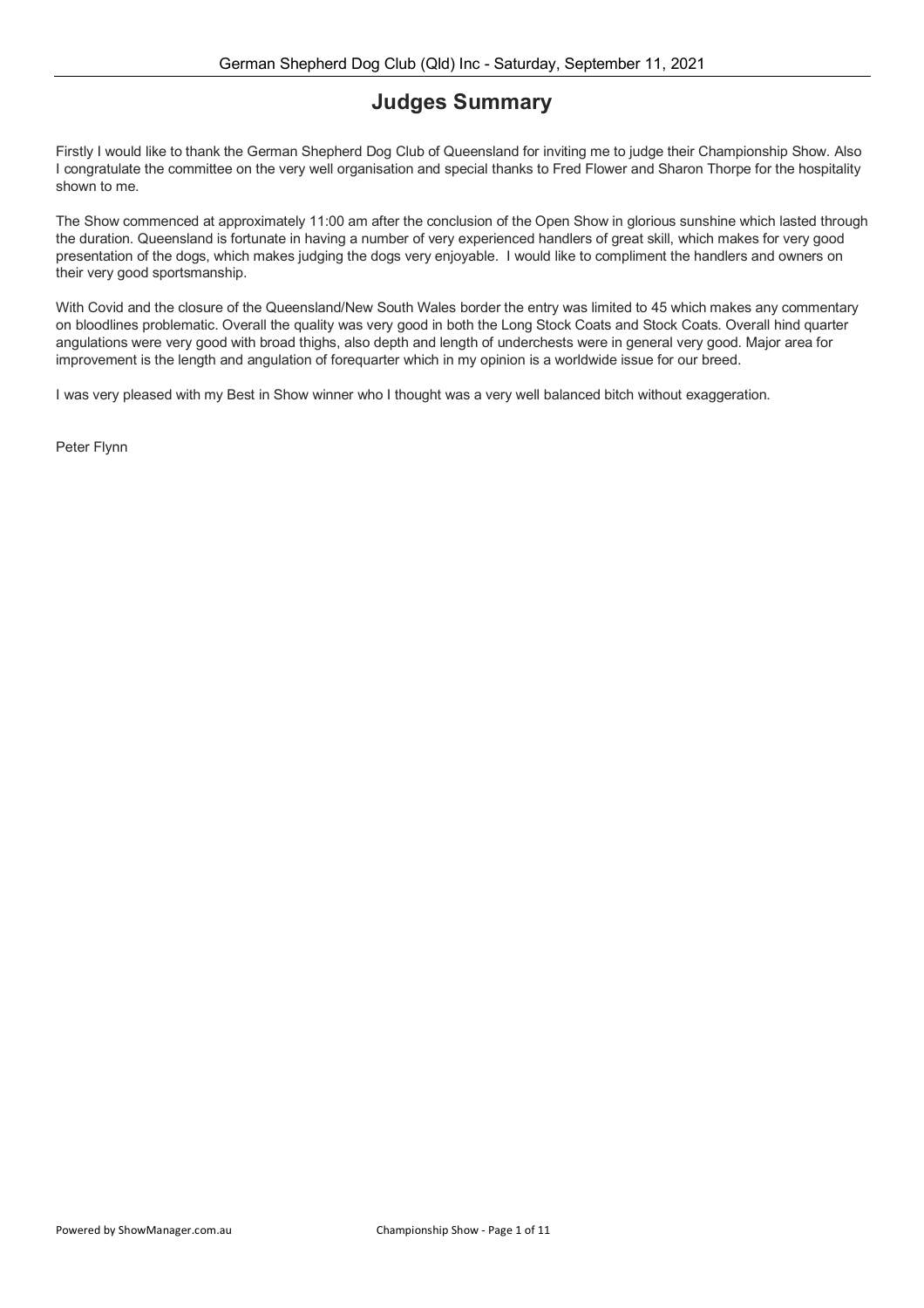# Judges Summary

Firstly I would like to thank the German Shepherd Dog Club of Queensland for inviting me to judge their Championship Show. Also I congratulate the committee on the very well organisation and special thanks to Fred Flower and Sharon Thorpe for the hospitality shown to me.

The Show commenced at approximately 11:00 am after the conclusion of the Open Show in glorious sunshine which lasted through the duration. Queensland is fortunate in having a number of very experienced handlers of great skill, which makes for very good presentation of the dogs, which makes judging the dogs very enjoyable. I would like to compliment the handlers and owners on their very good sportsmanship.

With Covid and the closure of the Queensland/New South Wales border the entry was limited to 45 which makes any commentary on bloodlines problematic. Overall the quality was very good in both the Long Stock Coats and Stock Coats. Overall hind quarter angulations were very good with broad thighs, also depth and length of underchests were in general very good. Major area for improvement is the length and angulation of forequarter which in my opinion is a worldwide issue for our breed.

I was very pleased with my Best in Show winner who I thought was a very well balanced bitch without exaggeration.

Peter Flynn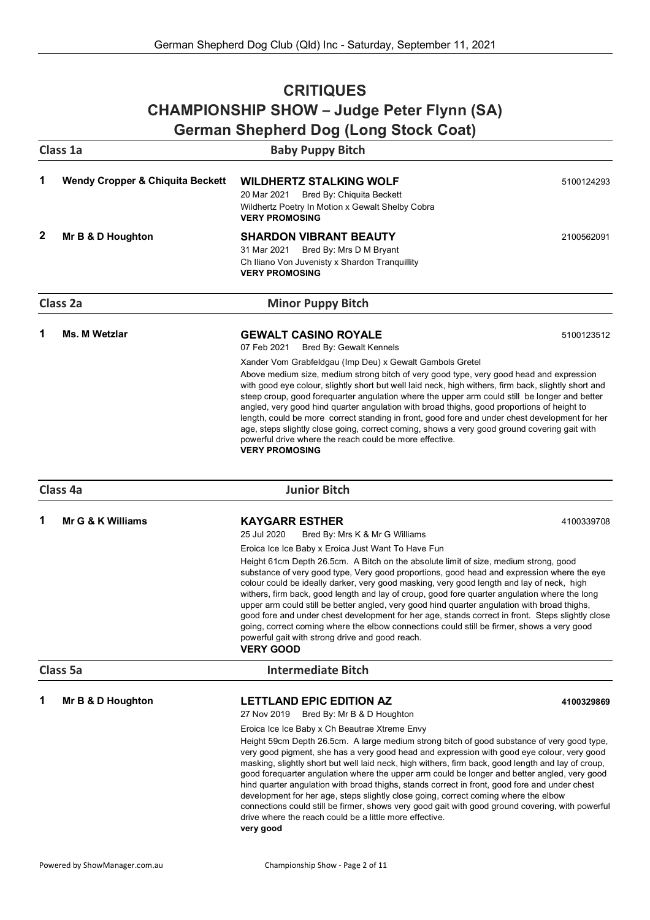# CRITIQUES

## CHAMPIONSHIP SHOW – Judge Peter Flynn (SA)

## German Shepherd Dog (Long Stock Coat)

### Class 1a — Baby Puppy Bitch

**1** **Wendy Cropper & Chiquita Beckett**

**WILDHERTZ STALKING WOLF** 5100124293
20 Mar 2021 Bred By: Chiquita Beckett
Wildhertz Poetry In Motion x Gewalt Shelby Cobra
**VERY PROMOSING**

**2** **Mr B & D Houghton**

**SHARDON VIBRANT BEAUTY** 2100562091
31 Mar 2021 Bred By: Mrs D M Bryant
Ch Iliano Von Juvenisty x Shardon Tranquillity
**VERY PROMOSING**

### Class 2a — Minor Puppy Bitch

**1** **Ms. M Wetzlar**

**GEWALT CASINO ROYALE** 5100123512
07 Feb 2021 Bred By: Gewalt Kennels
Xander Vom Grabfeldgau (Imp Deu) x Gewalt Gambols Gretel

Above medium size, medium strong bitch of very good type, very good head and expression with good eye colour, slightly short but well laid neck, high withers, firm back, slightly short and steep croup, good forequarter angulation where the upper arm could still be longer and better angled, very good hind quarter angulation with broad thighs, good proportions of height to length, could be more correct standing in front, good fore and under chest development for her age, steps slightly close going, correct coming, shows a very good ground covering gait with powerful drive where the reach could be more effective.
**VERY PROMOSING**

### Class 4a — Junior Bitch

**1** **Mr G & K Williams**

**KAYGARR ESTHER** 4100339708
25 Jul 2020 Bred By: Mrs K & Mr G Williams
Eroica Ice Ice Baby x Eroica Just Want To Have Fun

Height 61cm Depth 26.5cm. A Bitch on the absolute limit of size, medium strong, good substance of very good type, Very good proportions, good head and expression where the eye colour could be ideally darker, very good masking, very good length and lay of neck, high withers, firm back, good length and lay of croup, good fore quarter angulation where the long upper arm could still be better angled, very good hind quarter angulation with broad thighs, good fore and under chest development for her age, stands correct in front. Steps slightly close going, correct coming where the elbow connections could still be firmer, shows a very good powerful gait with strong drive and good reach.
**VERY GOOD**

### Class 5a — Intermediate Bitch

**1** **Mr B & D Houghton**

**LETTLAND EPIC EDITION AZ** **4100329869**
27 Nov 2019 Bred By: Mr B & D Houghton
Eroica Ice Ice Baby x Ch Beautrae Xtreme Envy

Height 59cm Depth 26.5cm. A large medium strong bitch of good substance of very good type, very good pigment, she has a very good head and expression with good eye colour, very good masking, slightly short but well laid neck, high withers, firm back, good length and lay of croup, good forequarter angulation where the upper arm could be longer and better angled, very good hind quarter angulation with broad thighs, stands correct in front, good fore and under chest development for her age, steps slightly close going, correct coming where the elbow connections could still be firmer, shows very good gait with good ground covering, with powerful drive where the reach could be a little more effective.
**very good**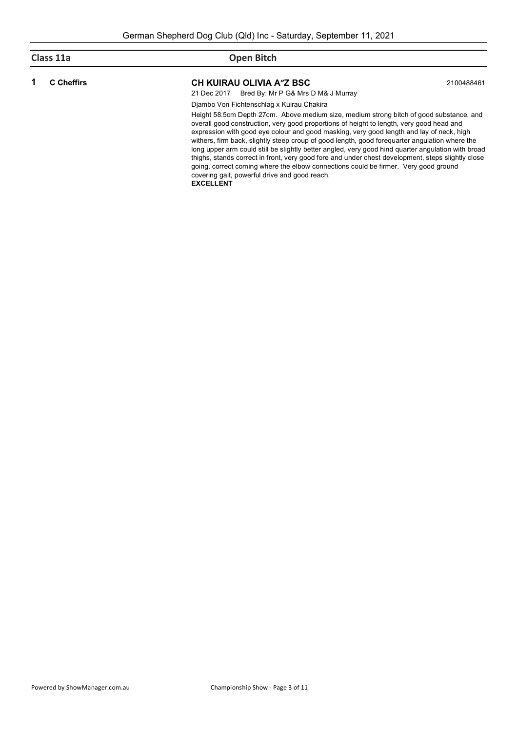## Class 11a — Open Bitch

**1** **C Cheffirs**

**CH KUIRAU OLIVIA A"Z BSC** 2100488461

21 Dec 2017 Bred By: Mr P G& Mrs D M& J Murray

Djambo Von Fichtenschlag x Kuirau Chakira

Height 58.5cm Depth 27cm. Above medium size, medium strong bitch of good substance, and overall good construction, very good proportions of height to length, very good head and expression with good eye colour and good masking, very good length and lay of neck, high withers, firm back, slightly steep croup of good length, good forequarter angulation where the long upper arm could still be slightly better angled, very good hind quarter angulation with broad thighs, stands correct in front, very good fore and under chest development, steps slightly close going, correct coming where the elbow connections could be firmer. Very good ground covering gait, powerful drive and good reach.

**EXCELLENT**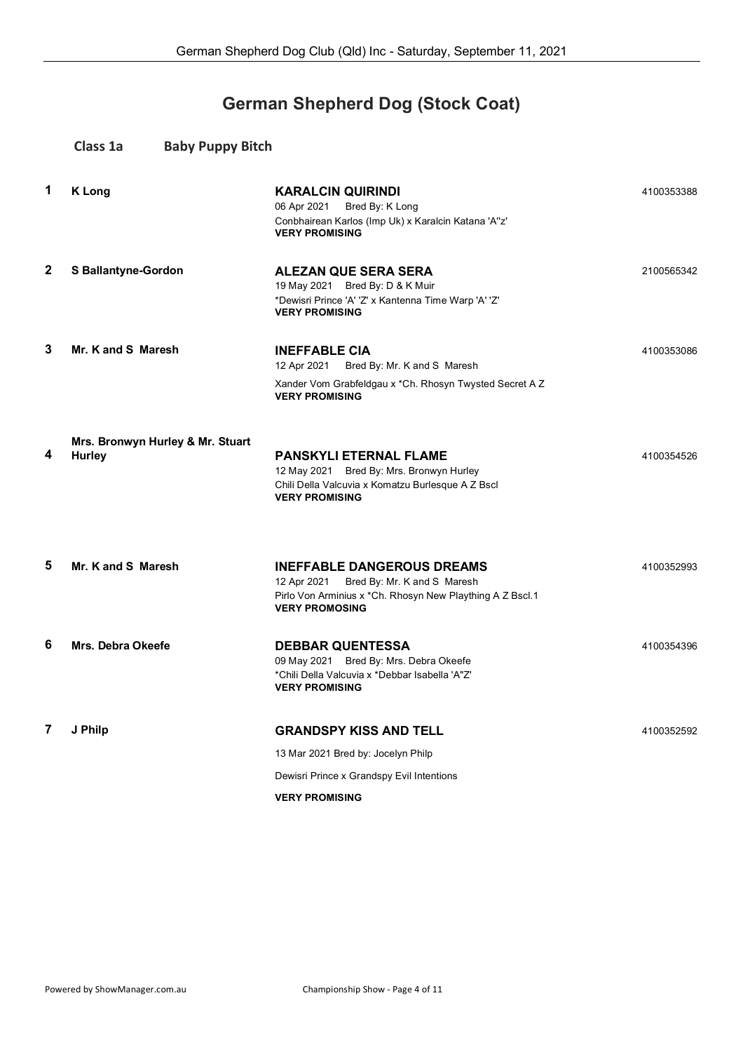# German Shepherd Dog (Stock Coat)

## Class 1a Baby Puppy Bitch

**1** **K Long**

**KARALCIN QUIRINDI** 4100353388
06 Apr 2021 Bred By: K Long
Conbhairean Karlos (Imp Uk) x Karalcin Katana 'A''z'
**VERY PROMISING**

**2** **S Ballantyne-Gordon**

**ALEZAN QUE SERA SERA** 2100565342
19 May 2021 Bred By: D & K Muir
*Dewisri Prince 'A' 'Z' x Kantenna Time Warp 'A' 'Z'
**VERY PROMISING**

**3** **Mr. K and S Maresh**

**INEFFABLE CIA** 4100353086
12 Apr 2021 Bred By: Mr. K and S Maresh
Xander Vom Grabfeldgau x *Ch. Rhosyn Twysted Secret A Z
**VERY PROMISING**

**4** **Mrs. Bronwyn Hurley & Mr. Stuart Hurley**

**PANSKYLI ETERNAL FLAME** 4100354526
12 May 2021 Bred By: Mrs. Bronwyn Hurley
Chili Della Valcuvia x Komatzu Burlesque A Z Bscl
**VERY PROMISING**

**5** **Mr. K and S Maresh**

**INEFFABLE DANGEROUS DREAMS** 4100352993
12 Apr 2021 Bred By: Mr. K and S Maresh
Pirlo Von Arminius x *Ch. Rhosyn New Plaything A Z Bscl.1
**VERY PROMOSING**

**6** **Mrs. Debra Okeefe**

**DEBBAR QUENTESSA** 4100354396
09 May 2021 Bred By: Mrs. Debra Okeefe
*Chili Della Valcuvia x *Debbar Isabella 'A"Z'
**VERY PROMISING**

**7** **J Philp**

**GRANDSPY KISS AND TELL** 4100352592
13 Mar 2021 Bred by: Jocelyn Philp
Dewisri Prince x Grandspy Evil Intentions
**VERY PROMISING**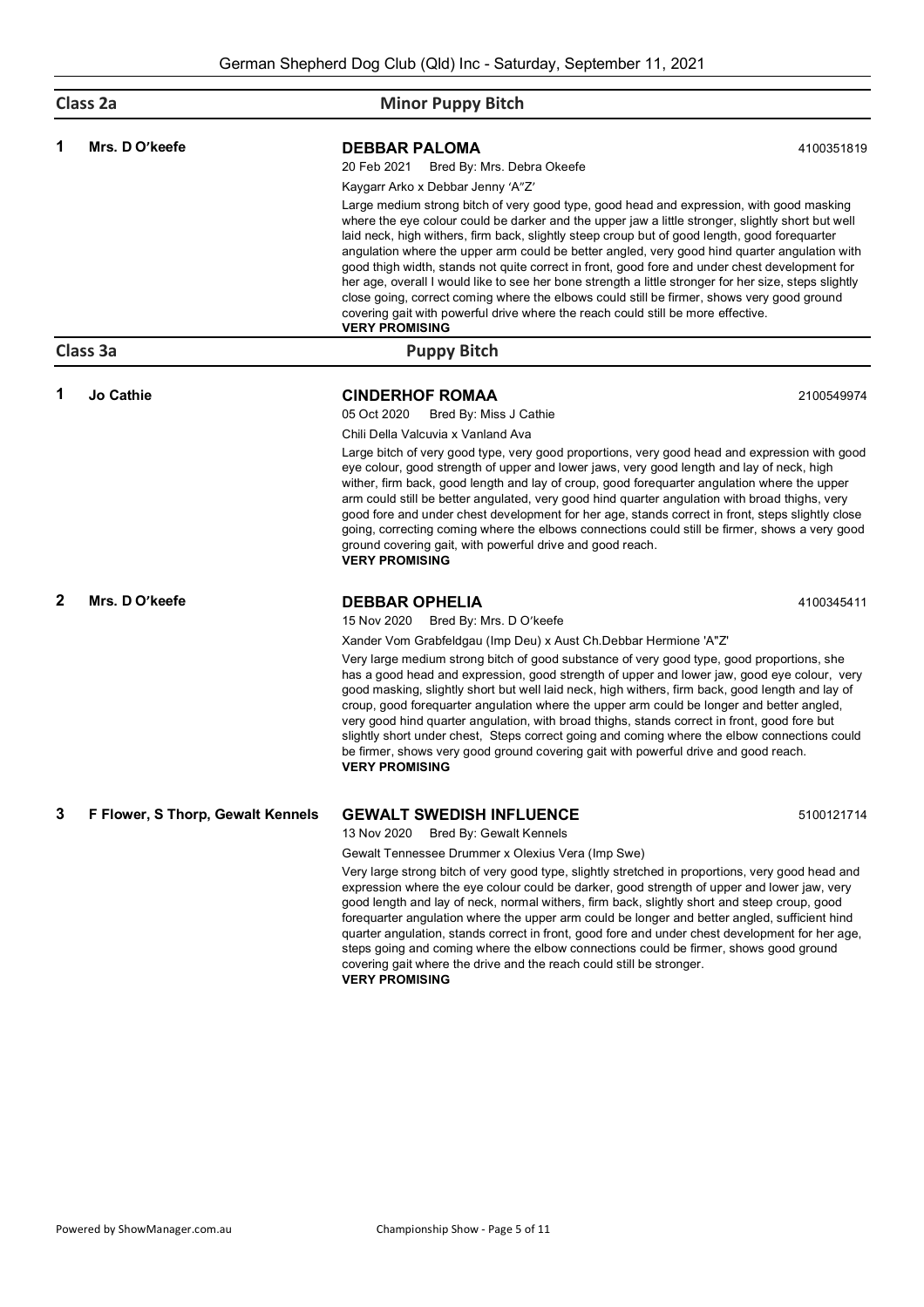## Class 2a — Minor Puppy Bitch

**1** Mrs. D O'keefe

**DEBBAR PALOMA** 4100351819

20 Feb 2021 Bred By: Mrs. Debra Okeefe

Kaygarr Arko x Debbar Jenny 'A"Z'

Large medium strong bitch of very good type, good head and expression, with good masking where the eye colour could be darker and the upper jaw a little stronger, slightly short but well laid neck, high withers, firm back, slightly steep croup but of good length, good forequarter angulation where the upper arm could be better angled, very good hind quarter angulation with good thigh width, stands not quite correct in front, good fore and under chest development for her age, overall I would like to see her bone strength a little stronger for her size, steps slightly close going, correct coming where the elbows could still be firmer, shows very good ground covering gait with powerful drive where the reach could still be more effective.

**VERY PROMISING**

## Class 3a — Puppy Bitch

**1** Jo Cathie

**CINDERHOF ROMAA** 2100549974

05 Oct 2020 Bred By: Miss J Cathie

Chili Della Valcuvia x Vanland Ava

Large bitch of very good type, very good proportions, very good head and expression with good eye colour, good strength of upper and lower jaws, very good length and lay of neck, high wither, firm back, good length and lay of croup, good forequarter angulation where the upper arm could still be better angulated, very good hind quarter angulation with broad thighs, very good fore and under chest development for her age, stands correct in front, steps slightly close going, correcting coming where the elbows connections could still be firmer, shows a very good ground covering gait, with powerful drive and good reach.

**VERY PROMISING**

**2** Mrs. D O'keefe

**DEBBAR OPHELIA** 4100345411

15 Nov 2020 Bred By: Mrs. D O'keefe

Xander Vom Grabfeldgau (Imp Deu) x Aust Ch.Debbar Hermione 'A"Z'

Very large medium strong bitch of good substance of very good type, good proportions, she has a good head and expression, good strength of upper and lower jaw, good eye colour, very good masking, slightly short but well laid neck, high withers, firm back, good length and lay of croup, good forequarter angulation where the upper arm could be longer and better angled, very good hind quarter angulation, with broad thighs, stands correct in front, good fore but slightly short under chest, Steps correct going and coming where the elbow connections could be firmer, shows very good ground covering gait with powerful drive and good reach.

**VERY PROMISING**

**3** F Flower, S Thorp, Gewalt Kennels

**GEWALT SWEDISH INFLUENCE** 5100121714

13 Nov 2020 Bred By: Gewalt Kennels

Gewalt Tennessee Drummer x Olexius Vera (Imp Swe)

Very large strong bitch of very good type, slightly stretched in proportions, very good head and expression where the eye colour could be darker, good strength of upper and lower jaw, very good length and lay of neck, normal withers, firm back, slightly short and steep croup, good forequarter angulation where the upper arm could be longer and better angled, sufficient hind quarter angulation, stands correct in front, good fore and under chest development for her age, steps going and coming where the elbow connections could be firmer, shows good ground covering gait where the drive and the reach could still be stronger.

**VERY PROMISING**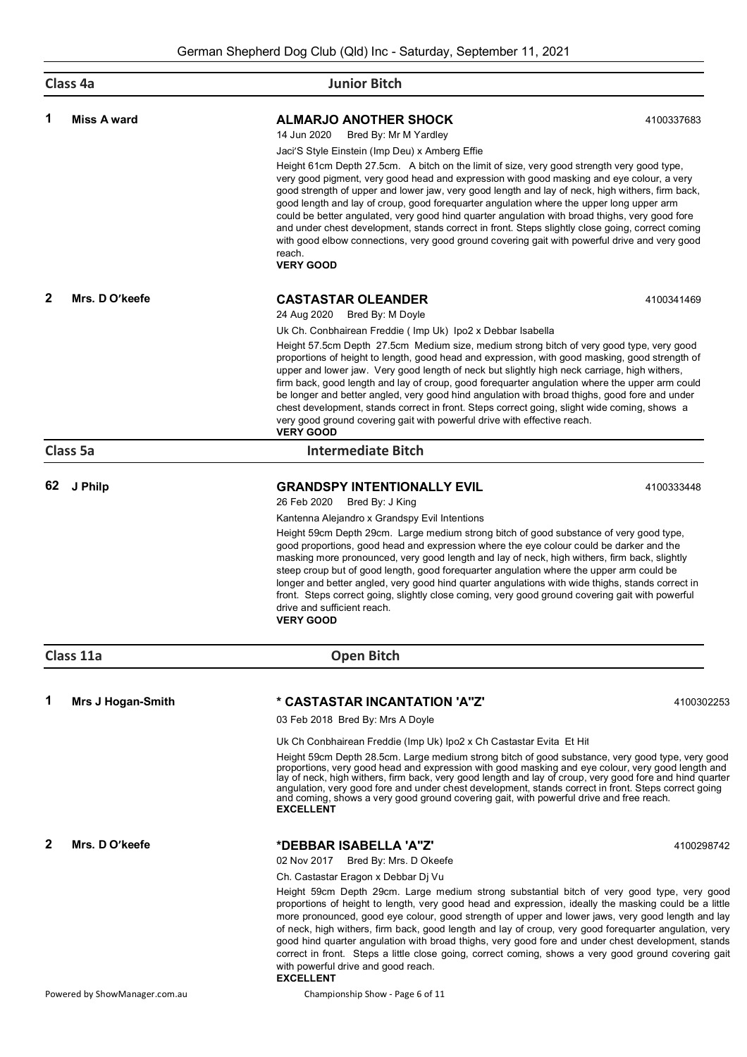## Class 4a — Junior Bitch

**1** **Miss A ward**

**ALMARJO ANOTHER SHOCK** 4100337683

14 Jun 2020 Bred By: Mr M Yardley

Jaci'S Style Einstein (Imp Deu) x Amberg Effie

Height 61cm Depth 27.5cm. A bitch on the limit of size, very good strength very good type, very good pigment, very good head and expression with good masking and eye colour, a very good strength of upper and lower jaw, very good length and lay of neck, high withers, firm back, good length and lay of croup, good forequarter angulation where the upper long upper arm could be better angulated, very good hind quarter angulation with broad thighs, very good fore and under chest development, stands correct in front. Steps slightly close going, correct coming with good elbow connections, very good ground covering gait with powerful drive and very good reach.

**VERY GOOD**

**2** **Mrs. D O'keefe**

**CASTASTAR OLEANDER** 4100341469

24 Aug 2020 Bred By: M Doyle

Uk Ch. Conbhairean Freddie ( Imp Uk) Ipo2 x Debbar Isabella

Height 57.5cm Depth 27.5cm Medium size, medium strong bitch of very good type, very good proportions of height to length, good head and expression, with good masking, good strength of upper and lower jaw. Very good length of neck but slightly high neck carriage, high withers, firm back, good length and lay of croup, good forequarter angulation where the upper arm could be longer and better angled, very good hind angulation with broad thighs, good fore and under chest development, stands correct in front. Steps correct going, slight wide coming, shows a very good ground covering gait with powerful drive with effective reach.

**VERY GOOD**

## Class 5a — Intermediate Bitch

**62** **J Philp**

**GRANDSPY INTENTIONALLY EVIL** 4100333448

26 Feb 2020 Bred By: J King

Kantenna Alejandro x Grandspy Evil Intentions

Height 59cm Depth 29cm. Large medium strong bitch of good substance of very good type, good proportions, good head and expression where the eye colour could be darker and the masking more pronounced, very good length and lay of neck, high withers, firm back, slightly steep croup but of good length, good forequarter angulation where the upper arm could be longer and better angled, very good hind quarter angulations with wide thighs, stands correct in front. Steps correct going, slightly close coming, very good ground covering gait with powerful drive and sufficient reach.

**VERY GOOD**

## Class 11a — Open Bitch

**1** **Mrs J Hogan-Smith**

**\* CASTASTAR INCANTATION 'A"Z'** 4100302253

03 Feb 2018 Bred By: Mrs A Doyle

Uk Ch Conbhairean Freddie (Imp Uk) Ipo2 x Ch Castastar Evita Et Hit

Height 59cm Depth 28.5cm. Large medium strong bitch of good substance, very good type, very good proportions, very good head and expression with good masking and eye colour, very good length and lay of neck, high withers, firm back, very good length and lay of croup, very good fore and hind quarter angulation, very good fore and under chest development, stands correct in front. Steps correct going and coming, shows a very good ground covering gait, with powerful drive and free reach.

**EXCELLENT**

**2** **Mrs. D O'keefe**

**\*DEBBAR ISABELLA 'A"Z'** 4100298742

02 Nov 2017 Bred By: Mrs. D Okeefe

Ch. Castastar Eragon x Debbar Dj Vu

Height 59cm Depth 29cm. Large medium strong substantial bitch of very good type, very good proportions of height to length, very good head and expression, ideally the masking could be a little more pronounced, good eye colour, good strength of upper and lower jaws, very good length and lay of neck, high withers, firm back, good length and lay of croup, very good forequarter angulation, very good hind quarter angulation with broad thighs, very good fore and under chest development, stands correct in front. Steps a little close going, correct coming, shows a very good ground covering gait with powerful drive and good reach.

**EXCELLENT**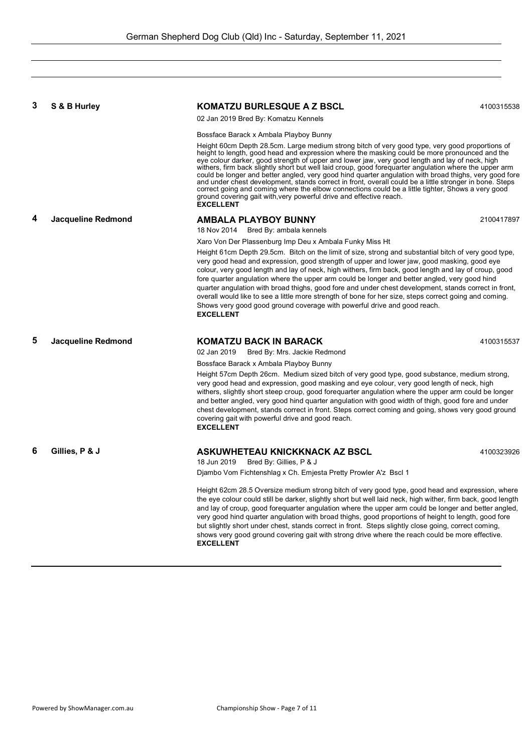**3** **S & B Hurley**

**KOMATZU BURLESQUE A Z BSCL** 4100315538

02 Jan 2019 Bred By: Komatzu Kennels

Bossface Barack x Ambala Playboy Bunny

Height 60cm Depth 28.5cm. Large medium strong bitch of very good type, very good proportions of height to length, good head and expression where the masking could be more pronounced and the eye colour darker, good strength of upper and lower jaw, very good length and lay of neck, high withers, firm back slightly short but well laid croup, good forequarter angulation where the upper arm could be longer and better angled, very good hind quarter angulation with broad thighs, very good fore and under chest development, stands correct in front, overall could be a little stronger in bone. Steps correct going and coming where the elbow connections could be a little tighter, Shows a very good ground covering gait with,very powerful drive and effective reach.

**EXCELLENT**

**4** **Jacqueline Redmond**

**AMBALA PLAYBOY BUNNY** 2100417897

18 Nov 2014 Bred By: ambala kennels

Xaro Von Der Plassenburg Imp Deu x Ambala Funky Miss Ht

Height 61cm Depth 29.5cm. Bitch on the limit of size, strong and substantial bitch of very good type, very good head and expression, good strength of upper and lower jaw, good masking, good eye colour, very good length and lay of neck, high withers, firm back, good length and lay of croup, good fore quarter angulation where the upper arm could be longer and better angled, very good hind quarter angulation with broad thighs, good fore and under chest development, stands correct in front, overall would like to see a little more strength of bone for her size, steps correct going and coming. Shows very good good ground coverage with powerful drive and good reach.

**EXCELLENT**

**5** **Jacqueline Redmond**

**KOMATZU BACK IN BARACK** 4100315537

02 Jan 2019 Bred By: Mrs. Jackie Redmond

Bossface Barack x Ambala Playboy Bunny

Height 57cm Depth 26cm. Medium sized bitch of very good type, good substance, medium strong, very good head and expression, good masking and eye colour, very good length of neck, high withers, slightly short steep croup, good forequarter angulation where the upper arm could be longer and better angled, very good hind quarter angulation with good width of thigh, good fore and under chest development, stands correct in front. Steps correct coming and going, shows very good ground covering gait with powerful drive and good reach.

**EXCELLENT**

**6** **Gillies, P & J**

**ASKUWHETEAU KNICKKNACK AZ BSCL** 4100323926

18 Jun 2019 Bred By: Gillies, P & J

Djambo Vom Fichtenshlag x Ch. Emjesta Pretty Prowler A'z Bscl 1

Height 62cm 28.5 Oversize medium strong bitch of very good type, good head and expression, where the eye colour could still be darker, slightly short but well laid neck, high wither, firm back, good length and lay of croup, good forequarter angulation where the upper arm could be longer and better angled, very good hind quarter angulation with broad thighs, good proportions of height to length, good fore but slightly short under chest, stands correct in front. Steps slightly close going, correct coming, shows very good ground covering gait with strong drive where the reach could be more effective.

**EXCELLENT**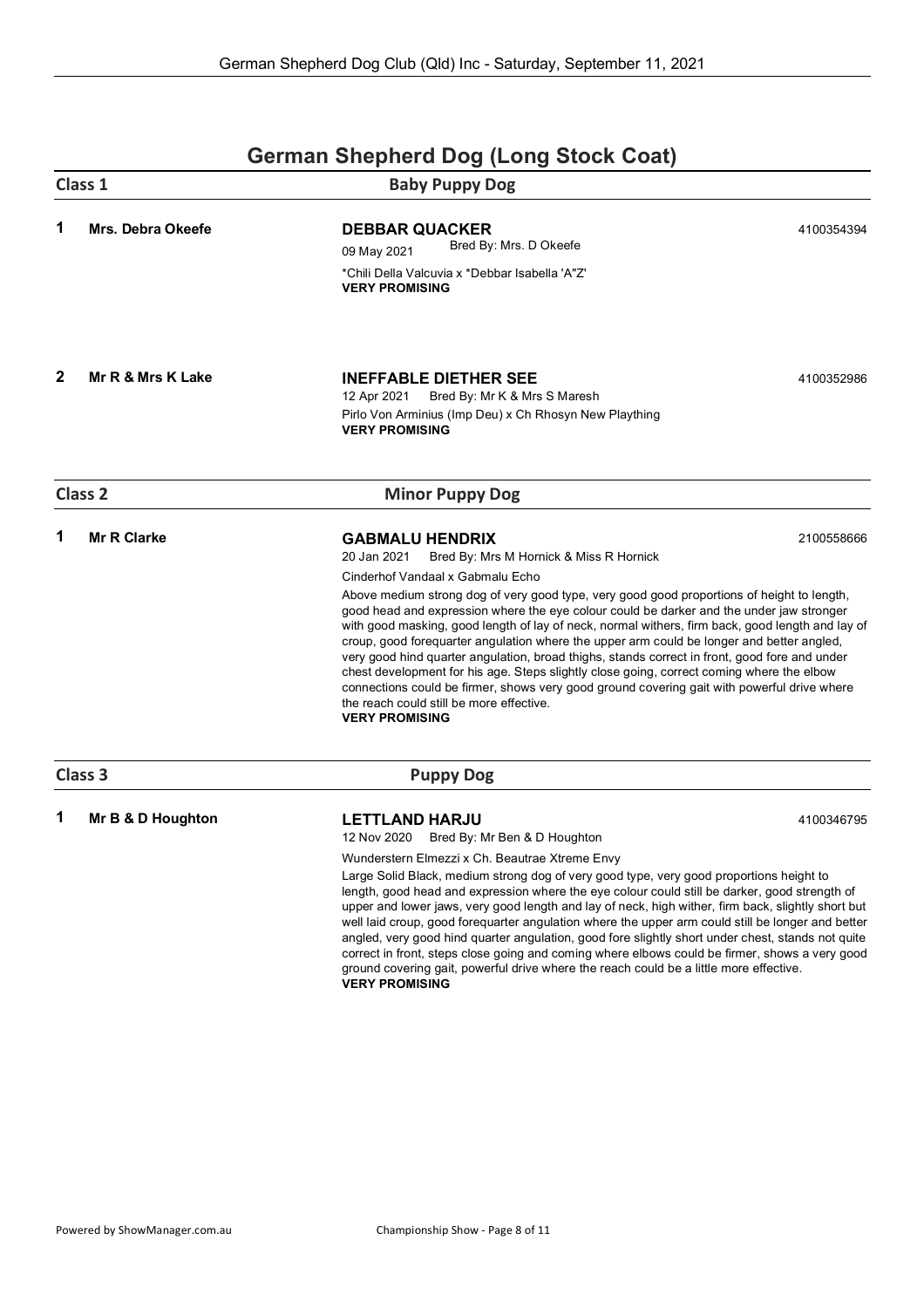# German Shepherd Dog (Long Stock Coat)

## Class 1 — Baby Puppy Dog

**1** **Mrs. Debra Okeefe**

**DEBBAR QUACKER** — 4100354394
09 May 2021 — Bred By: Mrs. D Okeefe
*Chili Della Valcuvia x *Debbar Isabella 'A"Z'
**VERY PROMISING**

**2** **Mr R & Mrs K Lake**

**INEFFABLE DIETHER SEE** — 4100352986
12 Apr 2021 — Bred By: Mr K & Mrs S Maresh
Pirlo Von Arminius (Imp Deu) x Ch Rhosyn New Plaything
**VERY PROMISING**

## Class 2 — Minor Puppy Dog

**1** **Mr R Clarke**

**GABMALU HENDRIX** — 2100558666
20 Jan 2021 — Bred By: Mrs M Hornick & Miss R Hornick
Cinderhof Vandaal x Gabmalu Echo

Above medium strong dog of very good type, very good good proportions of height to length, good head and expression where the eye colour could be darker and the under jaw stronger with good masking, good length of lay of neck, normal withers, firm back, good length and lay of croup, good forequarter angulation where the upper arm could be longer and better angled, very good hind quarter angulation, broad thighs, stands correct in front, good fore and under chest development for his age. Steps slightly close going, correct coming where the elbow connections could be firmer, shows very good ground covering gait with powerful drive where the reach could still be more effective.
**VERY PROMISING**

## Class 3 — Puppy Dog

**1** **Mr B & D Houghton**

**LETTLAND HARJU** — 4100346795
12 Nov 2020 — Bred By: Mr Ben & D Houghton
Wunderstern Elmezzi x Ch. Beautrae Xtreme Envy

Large Solid Black, medium strong dog of very good type, very good proportions height to length, good head and expression where the eye colour could still be darker, good strength of upper and lower jaws, very good length and lay of neck, high wither, firm back, slightly short but well laid croup, good forequarter angulation where the upper arm could still be longer and better angled, very good hind quarter angulation, good fore slightly short under chest, stands not quite correct in front, steps close going and coming where elbows could be firmer, shows a very good ground covering gait, powerful drive where the reach could be a little more effective.
**VERY PROMISING**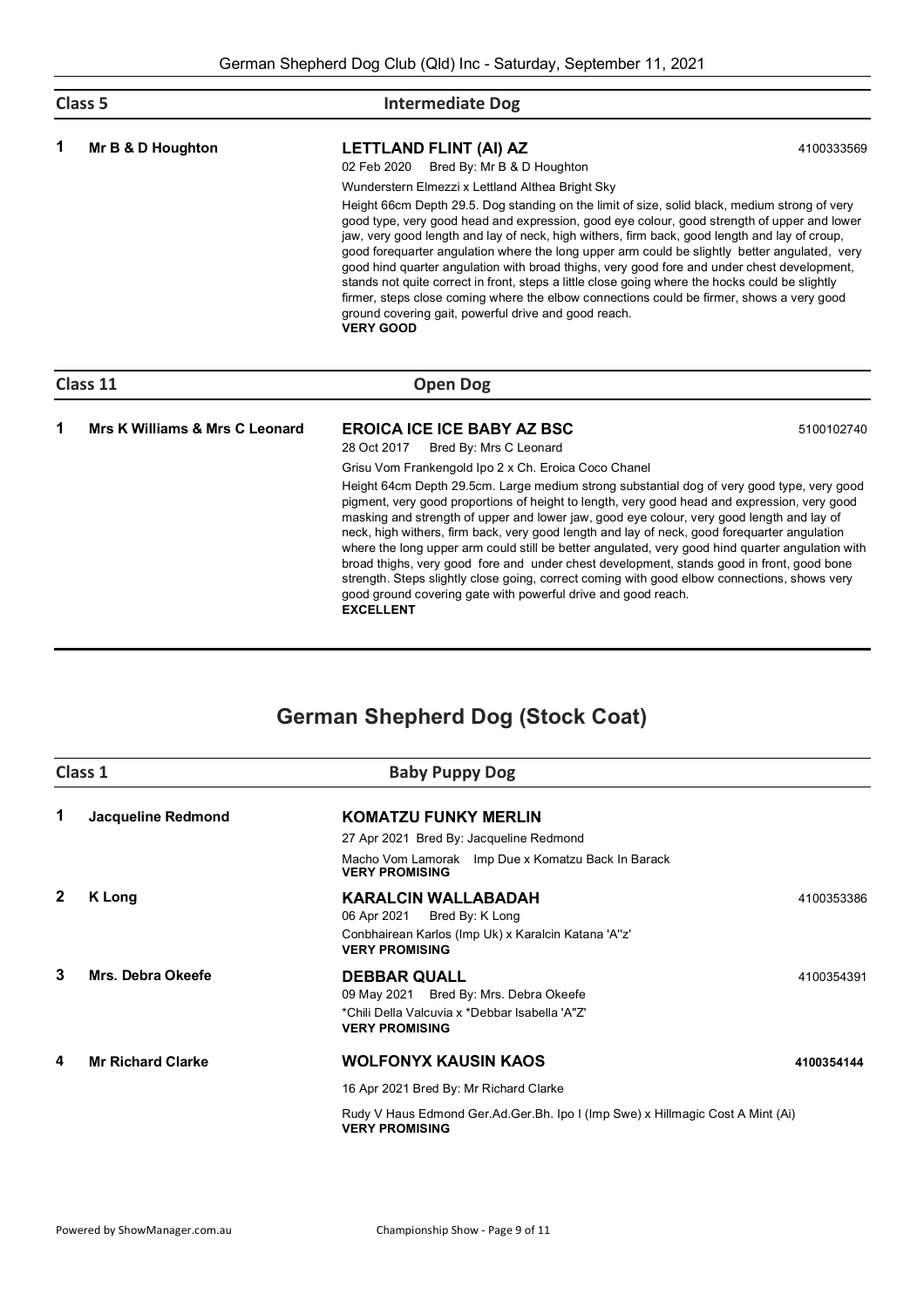## Class 5 — Intermediate Dog

**1** **Mr B & D Houghton**

**LETTLAND FLINT (AI) AZ** — 4100333569

02 Feb 2020 Bred By: Mr B & D Houghton

Wunderstern Elmezzi x Lettland Althea Bright Sky

Height 66cm Depth 29.5. Dog standing on the limit of size, solid black, medium strong of very good type, very good head and expression, good eye colour, good strength of upper and lower jaw, very good length and lay of neck, high withers, firm back, good length and lay of croup, good forequarter angulation where the long upper arm could be slightly better angulated, very good hind quarter angulation with broad thighs, very good fore and under chest development, stands not quite correct in front, steps a little close going where the hocks could be slightly firmer, steps close coming where the elbow connections could be firmer, shows a very good ground covering gait, powerful drive and good reach.

**VERY GOOD**

## Class 11 — Open Dog

**1** **Mrs K Williams & Mrs C Leonard**

**EROICA ICE ICE BABY AZ BSC** — 5100102740

28 Oct 2017 Bred By: Mrs C Leonard

Grisu Vom Frankengold Ipo 2 x Ch. Eroica Coco Chanel

Height 64cm Depth 29.5cm. Large medium strong substantial dog of very good type, very good pigment, very good proportions of height to length, very good head and expression, very good masking and strength of upper and lower jaw, good eye colour, very good length and lay of neck, high withers, firm back, very good length and lay of neck, good forequarter angulation where the long upper arm could still be better angulated, very good hind quarter angulation with broad thighs, very good fore and under chest development, stands good in front, good bone strength. Steps slightly close going, correct coming with good elbow connections, shows very good ground covering gate with powerful drive and good reach.

**EXCELLENT**

# German Shepherd Dog (Stock Coat)

## Class 1 — Baby Puppy Dog

**1** **Jacqueline Redmond**

**KOMATZU FUNKY MERLIN**

27 Apr 2021 Bred By: Jacqueline Redmond

Macho Vom Lamorak Imp Due x Komatzu Back In Barack

**VERY PROMISING**

**2** **K Long**

**KARALCIN WALLABADAH** — 4100353386

06 Apr 2021 Bred By: K Long

Conbhairean Karlos (Imp Uk) x Karalcin Katana 'A''z'

**VERY PROMISING**

**3** **Mrs. Debra Okeefe**

**DEBBAR QUALL** — 4100354391

09 May 2021 Bred By: Mrs. Debra Okeefe

*Chili Della Valcuvia x *Debbar Isabella 'A"Z'

**VERY PROMISING**

**4** **Mr Richard Clarke**

**WOLFONYX KAUSIN KAOS** — **4100354144**

16 Apr 2021 Bred By: Mr Richard Clarke

Rudy V Haus Edmond Ger.Ad.Ger.Bh. Ipo I (Imp Swe) x Hillmagic Cost A Mint (Ai)

**VERY PROMISING**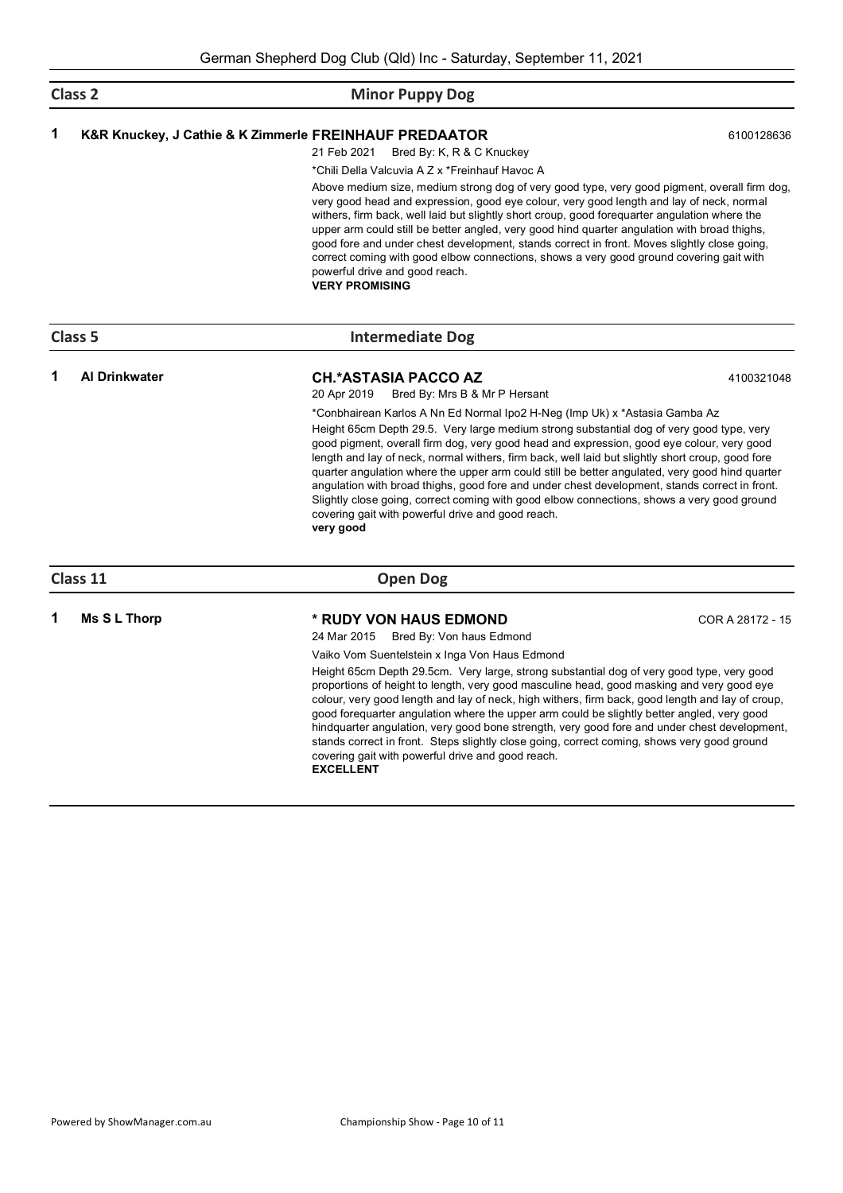## Class 2 — Minor Puppy Dog

**1** **K&R Knuckey, J Cathie & K Zimmerle** **FREINHAUF PREDAATOR** 6100128636

21 Feb 2021 Bred By: K, R & C Knuckey

*Chili Della Valcuvia A Z x *Freinhauf Havoc A

Above medium size, medium strong dog of very good type, very good pigment, overall firm dog, very good head and expression, good eye colour, very good length and lay of neck, normal withers, firm back, well laid but slightly short croup, good forequarter angulation where the upper arm could still be better angled, very good hind quarter angulation with broad thighs, good fore and under chest development, stands correct in front. Moves slightly close going, correct coming with good elbow connections, shows a very good ground covering gait with powerful drive and good reach.

**VERY PROMISING**

## Class 5 — Intermediate Dog

**1** **Al Drinkwater** **CH.*ASTASIA PACCO AZ** 4100321048

20 Apr 2019 Bred By: Mrs B & Mr P Hersant

*Conbhairean Karlos A Nn Ed Normal Ipo2 H-Neg (Imp Uk) x *Astasia Gamba Az

Height 65cm Depth 29.5. Very large medium strong substantial dog of very good type, very good pigment, overall firm dog, very good head and expression, good eye colour, very good length and lay of neck, normal withers, firm back, well laid but slightly short croup, good fore quarter angulation where the upper arm could still be better angulated, very good hind quarter angulation with broad thighs, good fore and under chest development, stands correct in front. Slightly close going, correct coming with good elbow connections, shows a very good ground covering gait with powerful drive and good reach.

**very good**

## Class 11 — Open Dog

**1** **Ms S L Thorp** *** RUDY VON HAUS EDMOND** COR A 28172 - 15

24 Mar 2015 Bred By: Von haus Edmond

Vaiko Vom Suentelstein x Inga Von Haus Edmond

Height 65cm Depth 29.5cm. Very large, strong substantial dog of very good type, very good proportions of height to length, very good masculine head, good masking and very good eye colour, very good length and lay of neck, high withers, firm back, good length and lay of croup, good forequarter angulation where the upper arm could be slightly better angled, very good hindquarter angulation, very good bone strength, very good fore and under chest development, stands correct in front. Steps slightly close going, correct coming, shows very good ground covering gait with powerful drive and good reach.

**EXCELLENT**